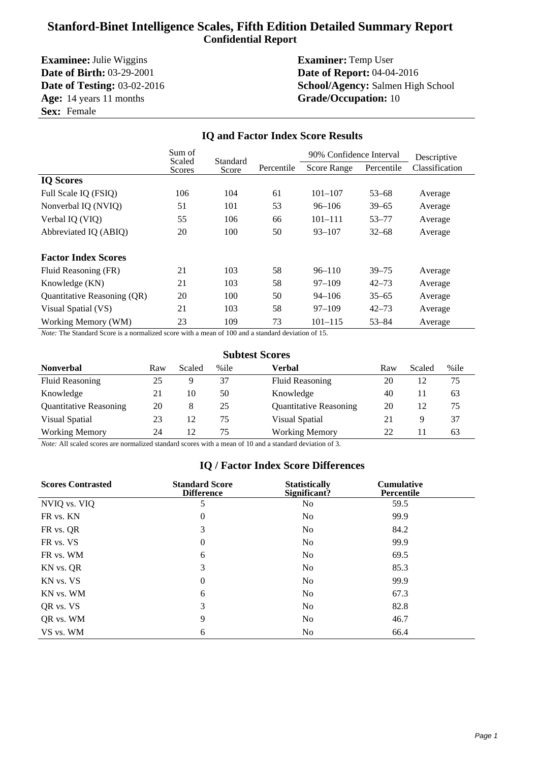# Stanford-Binet Intelligence Scales, Fifth Edition Detailed Summary Report
## Confidential Report

**Examinee:** Julie Wiggins
**Date of Birth:** 03-29-2001
**Date of Testing:** 03-02-2016
**Age:** 14 years 11 months
**Sex:** Female

**Examiner:** Temp User
**Date of Report:** 04-04-2016
**School/Agency:** Salmen High School
**Grade/Occupation:** 10

### IQ and Factor Index Score Results

| | Sum of Scaled Scores | Standard Score | Percentile | 90% Confidence Interval | | Descriptive Classification |
|---|---|---|---|---|---|---|
| | | | | Score Range | Percentile | |
| **IQ Scores** | | | | | | |
| Full Scale IQ (FSIQ) | 106 | 104 | 61 | 101–107 | 53–68 | Average |
| Nonverbal IQ (NVIQ) | 51 | 101 | 53 | 96–106 | 39–65 | Average |
| Verbal IQ (VIQ) | 55 | 106 | 66 | 101–111 | 53–77 | Average |
| Abbreviated IQ (ABIQ) | 20 | 100 | 50 | 93–107 | 32–68 | Average |
| **Factor Index Scores** | | | | | | |
| Fluid Reasoning (FR) | 21 | 103 | 58 | 96–110 | 39–75 | Average |
| Knowledge (KN) | 21 | 103 | 58 | 97–109 | 42–73 | Average |
| Quantitative Reasoning (QR) | 20 | 100 | 50 | 94–106 | 35–65 | Average |
| Visual Spatial (VS) | 21 | 103 | 58 | 97–109 | 42–73 | Average |
| Working Memory (WM) | 23 | 109 | 73 | 101–115 | 53–84 | Average |

*Note:* The Standard Score is a normalized score with a mean of 100 and a standard deviation of 15.

### Subtest Scores

| Nonverbal | Raw | Scaled | %ile | Verbal | Raw | Scaled | %ile |
|---|---|---|---|---|---|---|---|
| Fluid Reasoning | 25 | 9 | 37 | Fluid Reasoning | 20 | 12 | 75 |
| Knowledge | 21 | 10 | 50 | Knowledge | 40 | 11 | 63 |
| Quantitative Reasoning | 20 | 8 | 25 | Quantitative Reasoning | 20 | 12 | 75 |
| Visual Spatial | 23 | 12 | 75 | Visual Spatial | 21 | 9 | 37 |
| Working Memory | 24 | 12 | 75 | Working Memory | 22 | 11 | 63 |

*Note:* All scaled scores are normalized standard scores with a mean of 10 and a standard deviation of 3.

### IQ / Factor Index Score Differences

| Scores Contrasted | Standard Score Difference | Statistically Significant? | Cumulative Percentile |
|---|---|---|---|
| NVIQ vs. VIQ | 5 | No | 59.5 |
| FR vs. KN | 0 | No | 99.9 |
| FR vs. QR | 3 | No | 84.2 |
| FR vs. VS | 0 | No | 99.9 |
| FR vs. WM | 6 | No | 69.5 |
| KN vs. QR | 3 | No | 85.3 |
| KN vs. VS | 0 | No | 99.9 |
| KN vs. WM | 6 | No | 67.3 |
| QR vs. VS | 3 | No | 82.8 |
| QR vs. WM | 9 | No | 46.7 |
| VS vs. WM | 6 | No | 66.4 |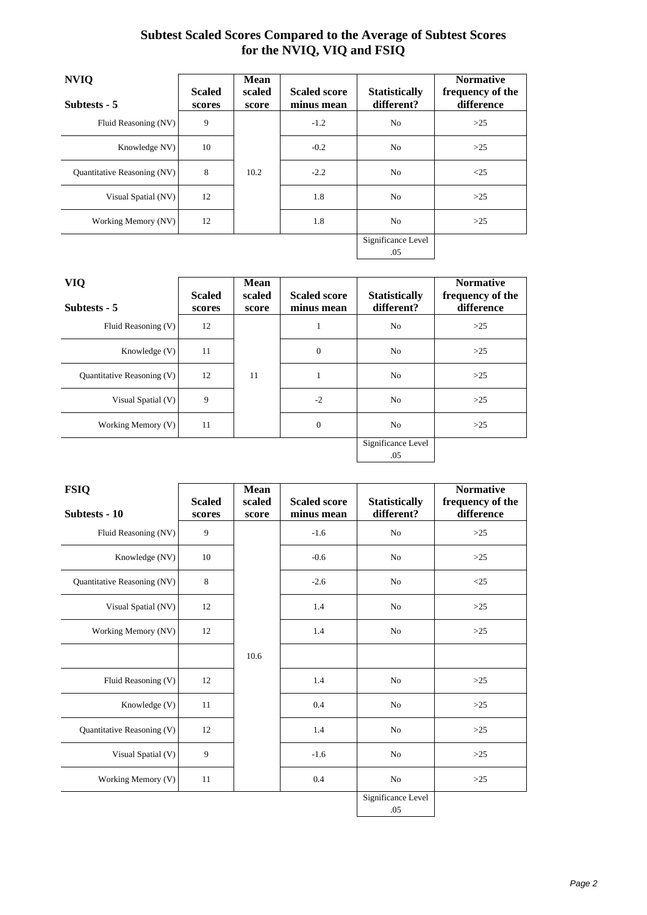# Subtest Scaled Scores Compared to the Average of Subtest Scores for the NVIQ, VIQ and FSIQ

| NVIQ Subtests - 5 | Scaled scores | Mean scaled score | Scaled score minus mean | Statistically different? | Normative frequency of the difference |
|---|---|---|---|---|---|
| Fluid Reasoning (NV) | 9 | | -1.2 | No | >25 |
| Knowledge NV) | 10 | | -0.2 | No | >25 |
| Quantitative Reasoning (NV) | 8 | 10.2 | -2.2 | No | <25 |
| Visual Spatial (NV) | 12 | | 1.8 | No | >25 |
| Working Memory (NV) | 12 | | 1.8 | No | >25 |
| | | | | Significance Level .05 | |

| VIQ Subtests - 5 | Scaled scores | Mean scaled score | Scaled score minus mean | Statistically different? | Normative frequency of the difference |
|---|---|---|---|---|---|
| Fluid Reasoning (V) | 12 | | 1 | No | >25 |
| Knowledge (V) | 11 | | 0 | No | >25 |
| Quantitative Reasoning (V) | 12 | 11 | 1 | No | >25 |
| Visual Spatial (V) | 9 | | -2 | No | >25 |
| Working Memory (V) | 11 | | 0 | No | >25 |
| | | | | Significance Level .05 | |

| FSIQ Subtests - 10 | Scaled scores | Mean scaled score | Scaled score minus mean | Statistically different? | Normative frequency of the difference |
|---|---|---|---|---|---|
| Fluid Reasoning (NV) | 9 | | -1.6 | No | >25 |
| Knowledge (NV) | 10 | | -0.6 | No | >25 |
| Quantitative Reasoning (NV) | 8 | | -2.6 | No | <25 |
| Visual Spatial (NV) | 12 | | 1.4 | No | >25 |
| Working Memory (NV) | 12 | | 1.4 | No | >25 |
| | | 10.6 | | | |
| Fluid Reasoning (V) | 12 | | 1.4 | No | >25 |
| Knowledge (V) | 11 | | 0.4 | No | >25 |
| Quantitative Reasoning (V) | 12 | | 1.4 | No | >25 |
| Visual Spatial (V) | 9 | | -1.6 | No | >25 |
| Working Memory (V) | 11 | | 0.4 | No | >25 |
| | | | | Significance Level .05 | |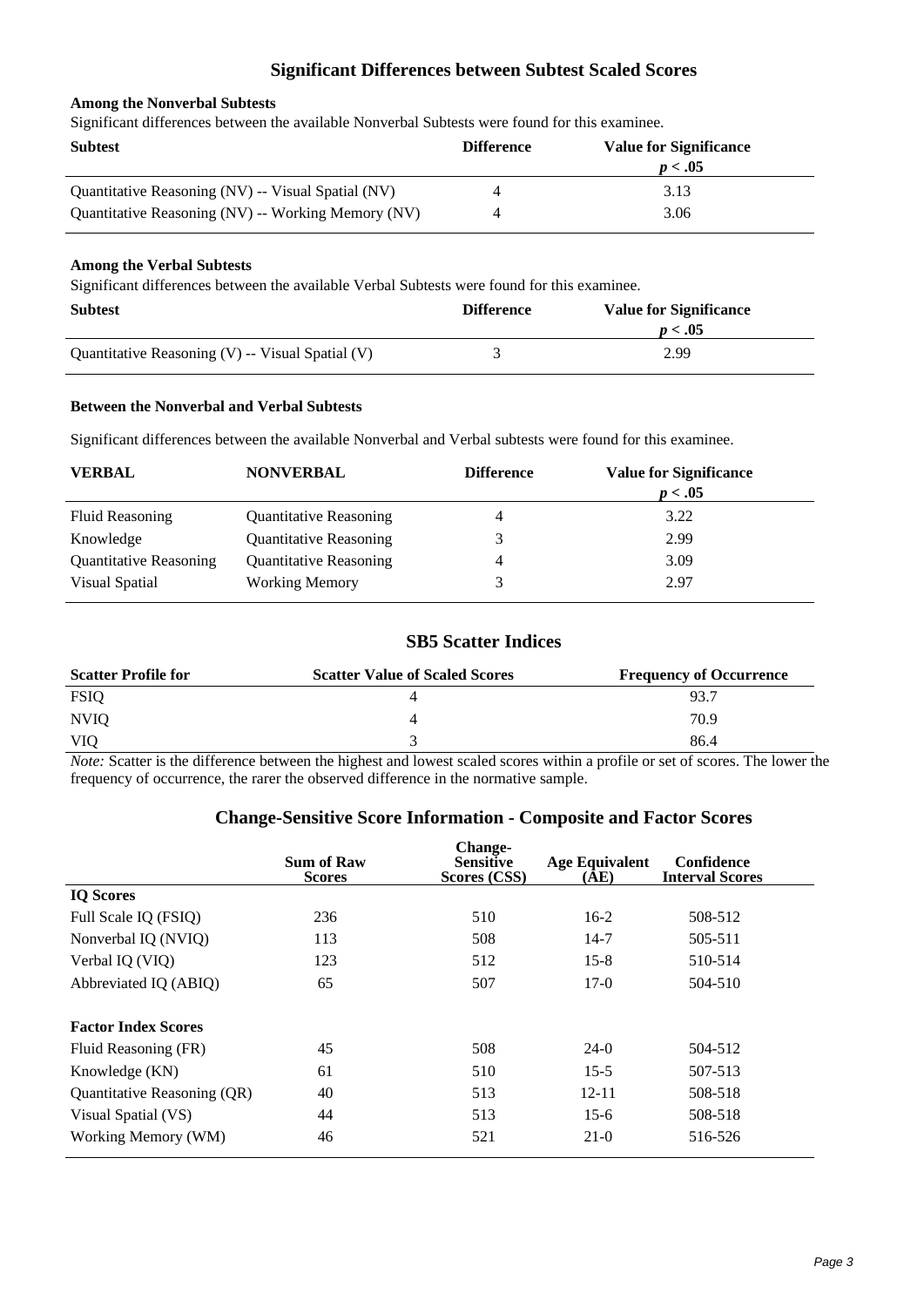## Significant Differences between Subtest Scaled Scores

### Among the Nonverbal Subtests

Significant differences between the available Nonverbal Subtests were found for this examinee.

| Subtest | Difference | Value for Significance $p < .05$ |
|---|---|---|
| Quantitative Reasoning (NV) -- Visual Spatial (NV) | 4 | 3.13 |
| Quantitative Reasoning (NV) -- Working Memory (NV) | 4 | 3.06 |

### Among the Verbal Subtests

Significant differences between the available Verbal Subtests were found for this examinee.

| Subtest | Difference | Value for Significance $p < .05$ |
|---|---|---|
| Quantitative Reasoning (V) -- Visual Spatial (V) | 3 | 2.99 |

### Between the Nonverbal and Verbal Subtests

Significant differences between the available Nonverbal and Verbal subtests were found for this examinee.

| VERBAL | NONVERBAL | Difference | Value for Significance $p < .05$ |
|---|---|---|---|
| Fluid Reasoning | Quantitative Reasoning | 4 | 3.22 |
| Knowledge | Quantitative Reasoning | 3 | 2.99 |
| Quantitative Reasoning | Quantitative Reasoning | 4 | 3.09 |
| Visual Spatial | Working Memory | 3 | 2.97 |

## SB5 Scatter Indices

| Scatter Profile for | Scatter Value of Scaled Scores | Frequency of Occurrence |
|---|---|---|
| FSIQ | 4 | 93.7 |
| NVIQ | 4 | 70.9 |
| VIQ | 3 | 86.4 |

*Note:* Scatter is the difference between the highest and lowest scaled scores within a profile or set of scores. The lower the frequency of occurrence, the rarer the observed difference in the normative sample.

## Change-Sensitive Score Information - Composite and Factor Scores

| | Sum of Raw Scores | Change-Sensitive Scores (CSS) | Age Equivalent (AE) | Confidence Interval Scores |
|---|---|---|---|---|
| **IQ Scores** | | | | |
| Full Scale IQ (FSIQ) | 236 | 510 | 16-2 | 508-512 |
| Nonverbal IQ (NVIQ) | 113 | 508 | 14-7 | 505-511 |
| Verbal IQ (VIQ) | 123 | 512 | 15-8 | 510-514 |
| Abbreviated IQ (ABIQ) | 65 | 507 | 17-0 | 504-510 |
| **Factor Index Scores** | | | | |
| Fluid Reasoning (FR) | 45 | 508 | 24-0 | 504-512 |
| Knowledge (KN) | 61 | 510 | 15-5 | 507-513 |
| Quantitative Reasoning (QR) | 40 | 513 | 12-11 | 508-518 |
| Visual Spatial (VS) | 44 | 513 | 15-6 | 508-518 |
| Working Memory (WM) | 46 | 521 | 21-0 | 516-526 |